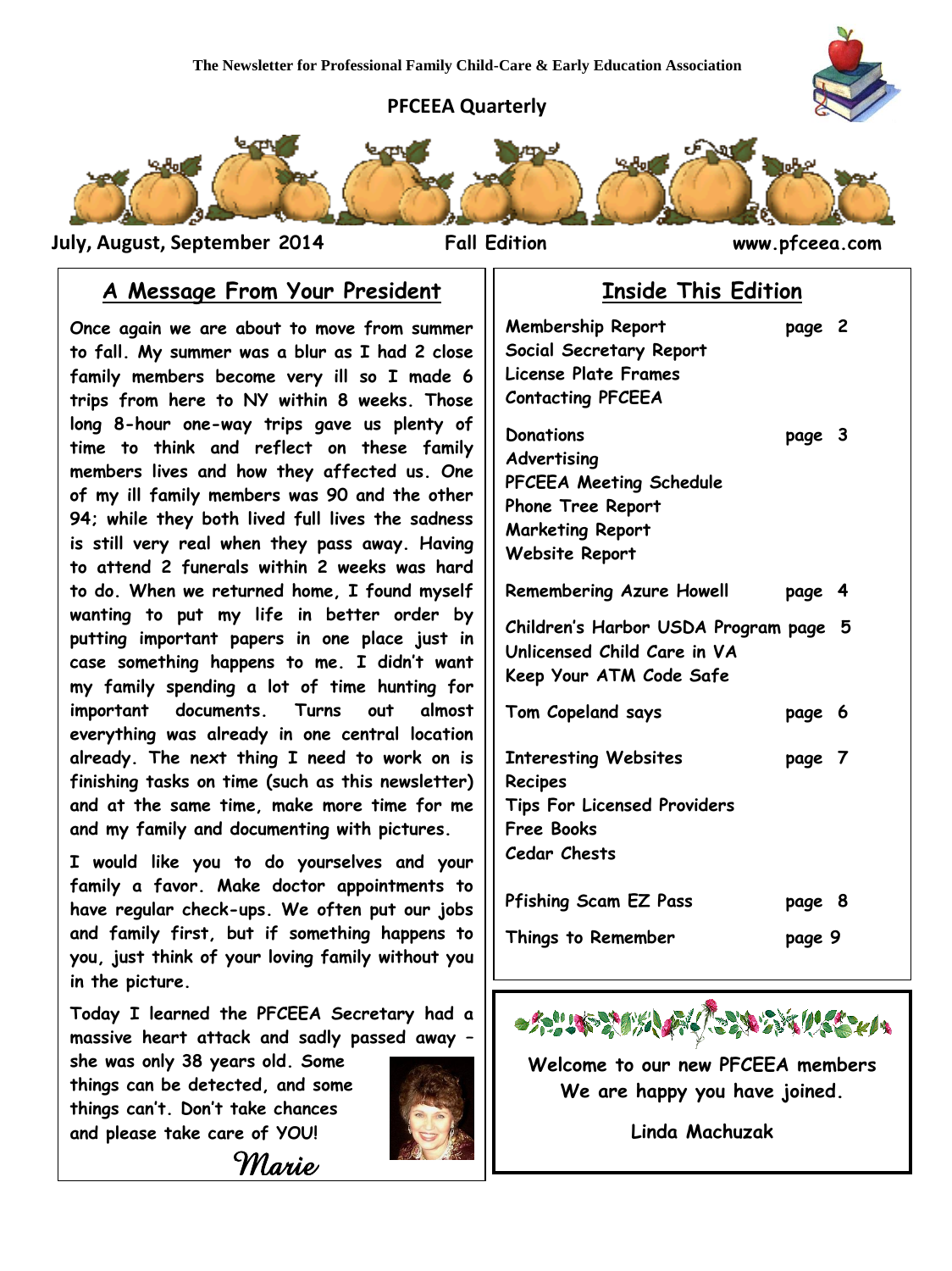The Newsletter for Professional Family Child-Care & Early Education Association

# PFCEEA Quarterly

**July, August, September 2014** **Fall Edition** **www.pfceea.com**

## A Message From Your President

Once again we are about to move from summer to fall. My summer was a blur as I had 2 close family members become very ill so I made 6 trips from here to NY within 8 weeks. Those long 8-hour one-way trips gave us plenty of time to think and reflect on these family members lives and how they affected us. One of my ill family members was 90 and the other 94; while they both lived full lives the sadness is still very real when they pass away. Having to attend 2 funerals within 2 weeks was hard to do. When we returned home, I found myself wanting to put my life in better order by putting important papers in one place just in case something happens to me. I didn't want my family spending a lot of time hunting for important documents. Turns out almost everything was already in one central location already. The next thing I need to work on is finishing tasks on time (such as this newsletter) and at the same time, make more time for me and my family and documenting with pictures.

I would like you to do yourselves and your family a favor. Make doctor appointments to have regular check-ups. We often put our jobs and family first, but if something happens to you, just think of your loving family without you in the picture.

Today I learned the PFCEEA Secretary had a massive heart attack and sadly passed away – she was only 38 years old. Some things can be detected, and some things can't. Don't take chances and please take care of YOU!

*Marie*

## Inside This Edition

| | |
|---|---|
| Membership Report | page 2 |
| Social Secretary Report | |
| License Plate Frames | |
| Contacting PFCEEA | |
| Donations | page 3 |
| Advertising | |
| PFCEEA Meeting Schedule | |
| Phone Tree Report | |
| Marketing Report | |
| Website Report | |
| Remembering Azure Howell | page 4 |
| Children's Harbor USDA Program | page 5 |
| Unlicensed Child Care in VA | |
| Keep Your ATM Code Safe | |
| Tom Copeland says | page 6 |
| Interesting Websites | page 7 |
| Recipes | |
| Tips For Licensed Providers | |
| Free Books | |
| Cedar Chests | |
| Pfishing Scam EZ Pass | page 8 |
| Things to Remember | page 9 |

**Welcome to our new PFCEEA members**
**We are happy you have joined.**

**Linda Machuzak**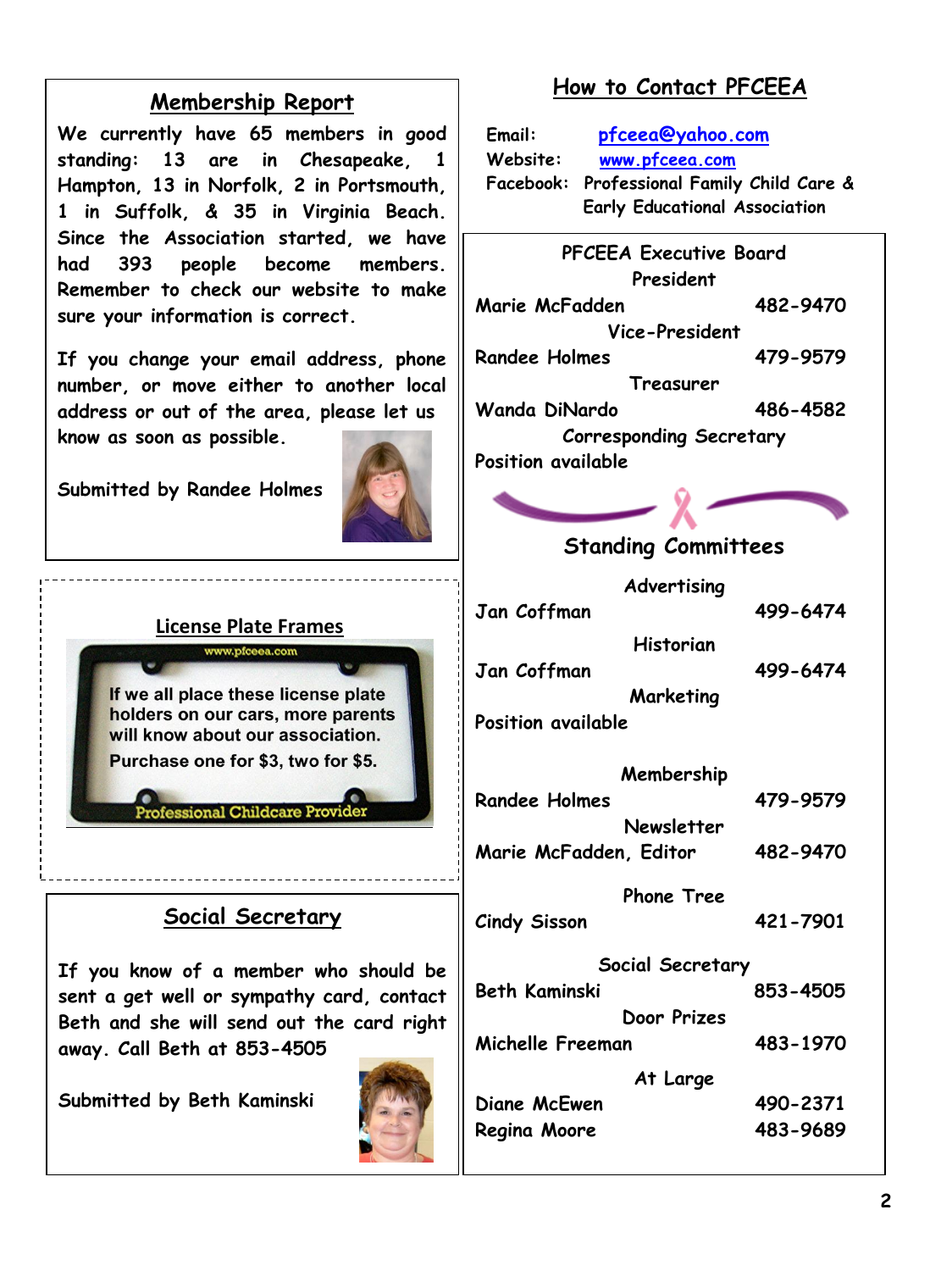## Membership Report

We currently have 65 members in good standing: 13 are in Chesapeake, 1 Hampton, 13 in Norfolk, 2 in Portsmouth, 1 in Suffolk, & 35 in Virginia Beach. Since the Association started, we have had 393 people become members. Remember to check our website to make sure your information is correct.

If you change your email address, phone number, or move either to another local address or out of the area, please let us know as soon as possible.

Submitted by Randee Holmes

## License Plate Frames

www.pfceea.com

If we all place these license plate holders on our cars, more parents will know about our association.

Purchase one for $3, two for $5.

Professional Childcare Provider

## Social Secretary

If you know of a member who should be sent a get well or sympathy card, contact Beth and she will send out the card right away. Call Beth at 853-4505

Submitted by Beth Kaminski

## How to Contact PFCEEA

Email: pfceea@yahoo.com
Website: www.pfceea.com
Facebook: Professional Family Child Care & Early Educational Association

### PFCEEA Executive Board

**President**
Marie McFadden 482-9470

**Vice-President**
Randee Holmes 479-9579

**Treasurer**
Wanda DiNardo 486-4582

**Corresponding Secretary**
Position available

### Standing Committees

**Advertising**
Jan Coffman 499-6474

**Historian**
Jan Coffman 499-6474

**Marketing**
Position available

**Membership**
Randee Holmes 479-9579

**Newsletter**
Marie McFadden, Editor 482-9470

**Phone Tree**
Cindy Sisson 421-7901

**Social Secretary**
Beth Kaminski 853-4505

**Door Prizes**
Michelle Freeman 483-1970

**At Large**
Diane McEwen 490-2371
Regina Moore 483-9689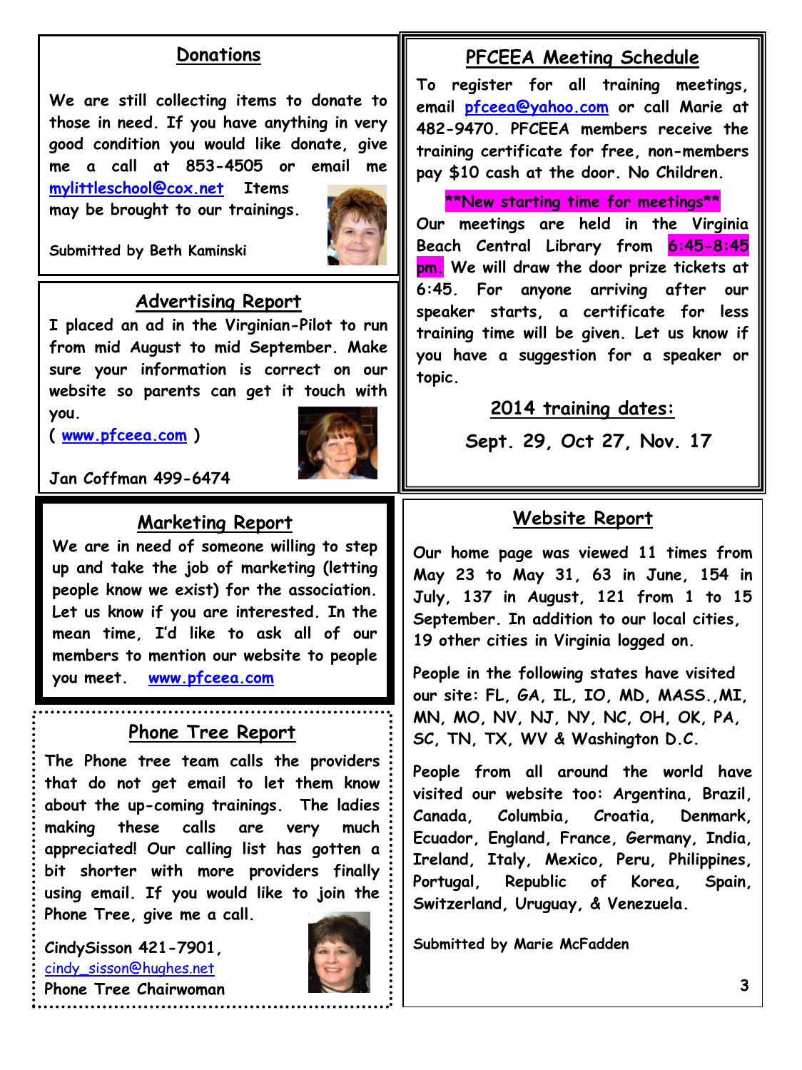## Donations

We are still collecting items to donate to those in need. If you have anything in very good condition you would like donate, give me a call at 853-4505 or email me mylittleschool@cox.net Items may be brought to our trainings.

Submitted by Beth Kaminski

## Advertising Report

I placed an ad in the Virginian-Pilot to run from mid August to mid September. Make sure your information is correct on our website so parents can get it touch with you.
( www.pfceea.com )

Jan Coffman 499-6474

## Marketing Report

We are in need of someone willing to step up and take the job of marketing (letting people know we exist) for the association. Let us know if you are interested. In the mean time, I'd like to ask all of our members to mention our website to people you meet. www.pfceea.com

## Phone Tree Report

The Phone tree team calls the providers that do not get email to let them know about the up-coming trainings. The ladies making these calls are very much appreciated! Our calling list has gotten a bit shorter with more providers finally using email. If you would like to join the Phone Tree, give me a call.

CindySisson 421-7901,
cindy_sisson@hughes.net
Phone Tree Chairwoman

## PFCEEA Meeting Schedule

To register for all training meetings, email pfceea@yahoo.com or call Marie at 482-9470. PFCEEA members receive the training certificate for free, non-members pay $10 cash at the door. No Children.

**New starting time for meetings**

Our meetings are held in the Virginia Beach Central Library from 6:45-8:45 pm. We will draw the door prize tickets at 6:45. For anyone arriving after our speaker starts, a certificate for less training time will be given. Let us know if you have a suggestion for a speaker or topic.

### 2014 training dates:

**Sept. 29, Oct 27, Nov. 17**

## Website Report

Our home page was viewed 11 times from May 23 to May 31, 63 in June, 154 in July, 137 in August, 121 from 1 to 15 September. In addition to our local cities, 19 other cities in Virginia logged on.

People in the following states have visited our site: FL, GA, IL, IO, MD, MASS.,MI, MN, MO, NV, NJ, NY, NC, OH, OK, PA, SC, TN, TX, WV & Washington D.C.

People from all around the world have visited our website too: Argentina, Brazil, Canada, Columbia, Croatia, Denmark, Ecuador, England, France, Germany, India, Ireland, Italy, Mexico, Peru, Philippines, Portugal, Republic of Korea, Spain, Switzerland, Uruguay, & Venezuela.

Submitted by Marie McFadden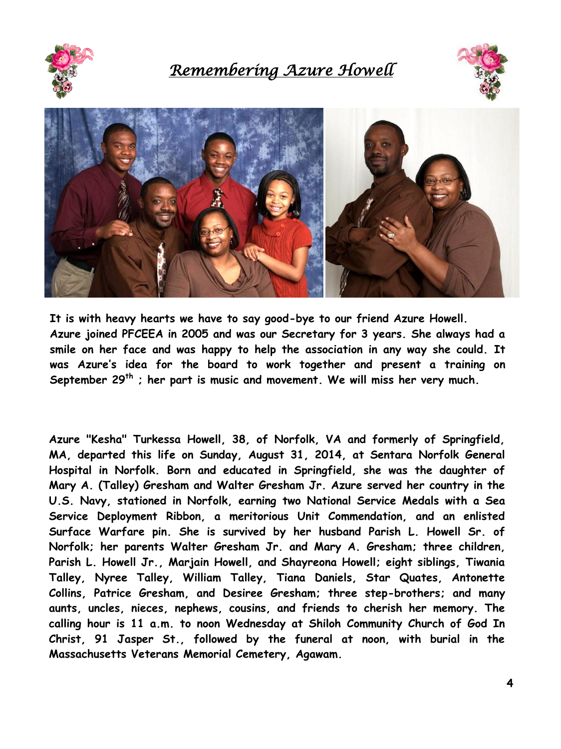# *Remembering Azure Howell*

**It is with heavy hearts we have to say good-bye to our friend Azure Howell. Azure joined PFCEEA in 2005 and was our Secretary for 3 years. She always had a smile on her face and was happy to help the association in any way she could. It was Azure's idea for the board to work together and present a training on September 29th ; her part is music and movement. We will miss her very much.**

**Azure "Kesha" Turkessa Howell, 38, of Norfolk, VA and formerly of Springfield, MA, departed this life on Sunday, August 31, 2014, at Sentara Norfolk General Hospital in Norfolk. Born and educated in Springfield, she was the daughter of Mary A. (Talley) Gresham and Walter Gresham Jr. Azure served her country in the U.S. Navy, stationed in Norfolk, earning two National Service Medals with a Sea Service Deployment Ribbon, a meritorious Unit Commendation, and an enlisted Surface Warfare pin. She is survived by her husband Parish L. Howell Sr. of Norfolk; her parents Walter Gresham Jr. and Mary A. Gresham; three children, Parish L. Howell Jr., Marjain Howell, and Shayreona Howell; eight siblings, Tiwania Talley, Nyree Talley, William Talley, Tiana Daniels, Star Quates, Antonette Collins, Patrice Gresham, and Desiree Gresham; three step-brothers; and many aunts, uncles, nieces, nephews, cousins, and friends to cherish her memory. The calling hour is 11 a.m. to noon Wednesday at Shiloh Community Church of God In Christ, 91 Jasper St., followed by the funeral at noon, with burial in the Massachusetts Veterans Memorial Cemetery, Agawam.**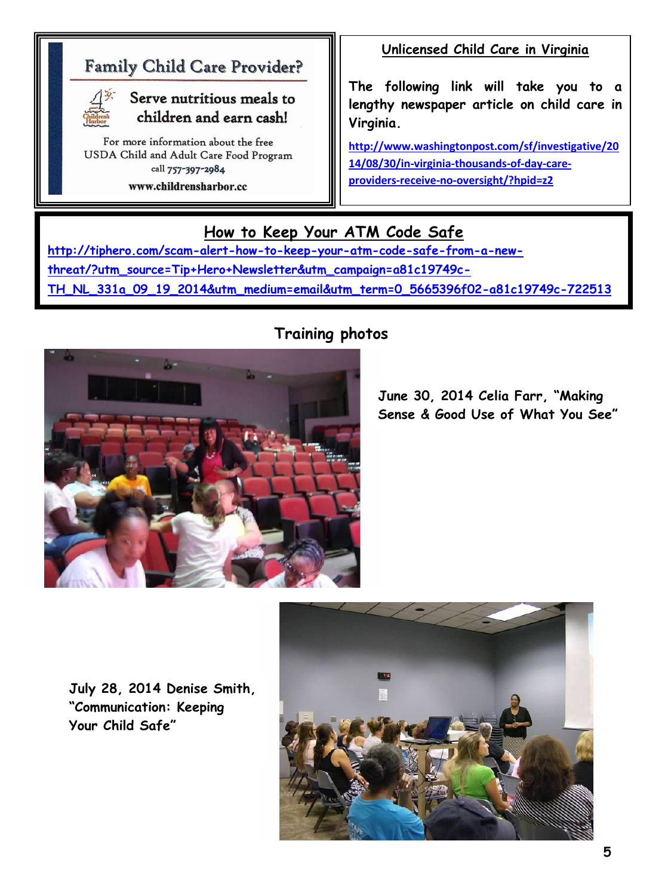## Family Child Care Provider?

**Serve nutritious meals to children and earn cash!**

For more information about the free USDA Child and Adult Care Food Program call 757-397-2984

www.childrensharbor.cc

## Unlicensed Child Care in Virginia

The following link will take you to a lengthy newspaper article on child care in Virginia.

http://www.washingtonpost.com/sf/investigative/2014/08/30/in-virginia-thousands-of-day-care-providers-receive-no-oversight/?hpid=z2

## How to Keep Your ATM Code Safe

http://tiphero.com/scam-alert-how-to-keep-your-atm-code-safe-from-a-new-threat/?utm_source=Tip+Hero+Newsletter&utm_campaign=a81c19749c-TH_NL_331a_09_19_2014&utm_medium=email&utm_term=0_5665396f02-a81c19749c-722513

## Training photos

June 30, 2014 Celia Farr, "Making Sense & Good Use of What You See"

July 28, 2014 Denise Smith, "Communication: Keeping Your Child Safe"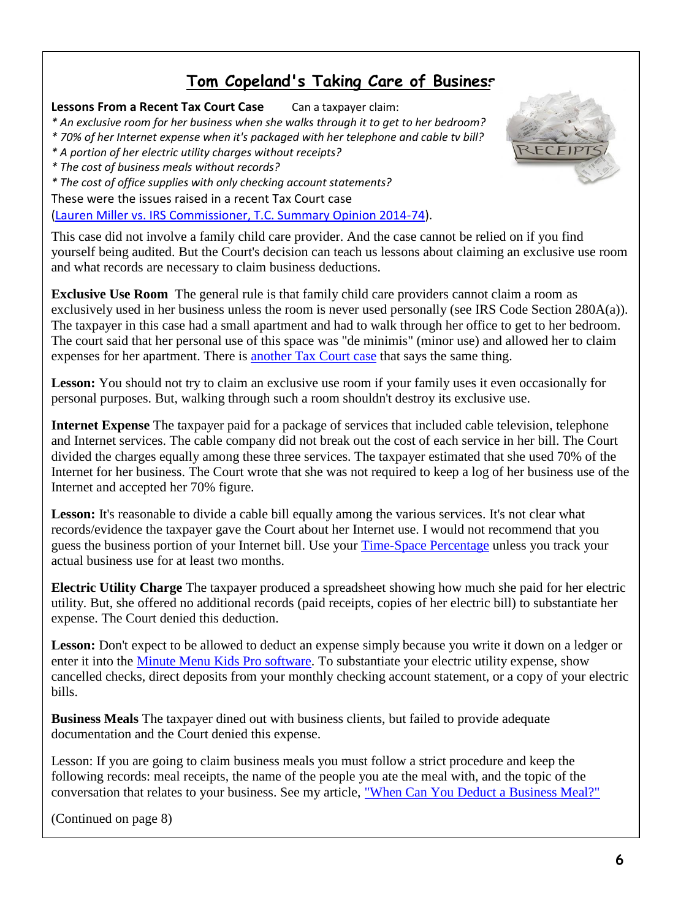## Tom Copeland's Taking Care of Business

**Lessons From a Recent Tax Court Case** Can a taxpayer claim:

*\* An exclusive room for her business when she walks through it to get to her bedroom?*
*\* 70% of her Internet expense when it's packaged with her telephone and cable tv bill?*
*\* A portion of her electric utility charges without receipts?*
*\* The cost of business meals without records?*
*\* The cost of office supplies with only checking account statements?*

These were the issues raised in a recent Tax Court case (Lauren Miller vs. IRS Commissioner, T.C. Summary Opinion 2014-74).

This case did not involve a family child care provider. And the case cannot be relied on if you find yourself being audited. But the Court's decision can teach us lessons about claiming an exclusive use room and what records are necessary to claim business deductions.

**Exclusive Use Room** The general rule is that family child care providers cannot claim a room as exclusively used in her business unless the room is never used personally (see IRS Code Section 280A(a)). The taxpayer in this case had a small apartment and had to walk through her office to get to her bedroom. The court said that her personal use of this space was "de minimis" (minor use) and allowed her to claim expenses for her apartment. There is another Tax Court case that says the same thing.

**Lesson:** You should not try to claim an exclusive use room if your family uses it even occasionally for personal purposes. But, walking through such a room shouldn't destroy its exclusive use.

**Internet Expense** The taxpayer paid for a package of services that included cable television, telephone and Internet services. The cable company did not break out the cost of each service in her bill. The Court divided the charges equally among these three services. The taxpayer estimated that she used 70% of the Internet for her business. The Court wrote that she was not required to keep a log of her business use of the Internet and accepted her 70% figure.

**Lesson:** It's reasonable to divide a cable bill equally among the various services. It's not clear what records/evidence the taxpayer gave the Court about her Internet use. I would not recommend that you guess the business portion of your Internet bill. Use your Time-Space Percentage unless you track your actual business use for at least two months.

**Electric Utility Charge** The taxpayer produced a spreadsheet showing how much she paid for her electric utility. But, she offered no additional records (paid receipts, copies of her electric bill) to substantiate her expense. The Court denied this deduction.

**Lesson:** Don't expect to be allowed to deduct an expense simply because you write it down on a ledger or enter it into the Minute Menu Kids Pro software. To substantiate your electric utility expense, show cancelled checks, direct deposits from your monthly checking account statement, or a copy of your electric bills.

**Business Meals** The taxpayer dined out with business clients, but failed to provide adequate documentation and the Court denied this expense.

Lesson: If you are going to claim business meals you must follow a strict procedure and keep the following records: meal receipts, the name of the people you ate the meal with, and the topic of the conversation that relates to your business. See my article, "When Can You Deduct a Business Meal?"

(Continued on page 8)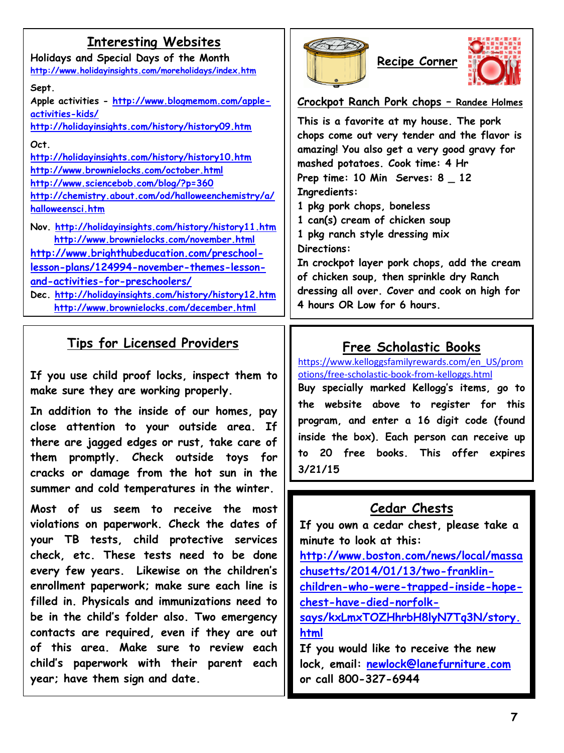## Interesting Websites

Holidays and Special Days of the Month
http://www.holidayinsights.com/moreholidays/index.htm

**Sept.**

Apple activities - http://www.blogmemom.com/apple-activities-kids/
http://holidayinsights.com/history/history09.htm

**Oct.**

http://holidayinsights.com/history/history10.htm
http://www.brownielocks.com/october.html
http://www.sciencebob.com/blog/?p=360
http://chemistry.about.com/od/halloweenchemistry/a/halloweensci.htm

**Nov.** http://holidayinsights.com/history/history11.htm
http://www.brownielocks.com/november.html
http://www.brighthubeducation.com/preschool-lesson-plans/124994-november-themes-lesson-and-activities-for-preschoolers/

**Dec.** http://holidayinsights.com/history/history12.htm
http://www.brownielocks.com/december.html

## Recipe Corner

### Crockpot Ranch Pork chops – Randee Holmes

This is a favorite at my house. The pork chops come out very tender and the flavor is amazing! You also get a very good gravy for mashed potatoes. Cook time: 4 Hr

Prep time: 10 Min Serves: 8 _ 12

Ingredients:

1 pkg pork chops, boneless
1 can(s) cream of chicken soup
1 pkg ranch style dressing mix

Directions:

In crockpot layer pork chops, add the cream of chicken soup, then sprinkle dry Ranch dressing all over. Cover and cook on high for 4 hours OR Low for 6 hours.

## Tips for Licensed Providers

If you use child proof locks, inspect them to make sure they are working properly.

In addition to the inside of our homes, pay close attention to your outside area. If there are jagged edges or rust, take care of them promptly. Check outside toys for cracks or damage from the hot sun in the summer and cold temperatures in the winter.

Most of us seem to receive the most violations on paperwork. Check the dates of your TB tests, child protective services check, etc. These tests need to be done every few years. Likewise on the children's enrollment paperwork; make sure each line is filled in. Physicals and immunizations need to be in the child's folder also. Two emergency contacts are required, even if they are out of this area. Make sure to review each child's paperwork with their parent each year; have them sign and date.

## Free Scholastic Books

https://www.kelloggsfamilyrewards.com/en_US/promotions/free-scholastic-book-from-kelloggs.html

Buy specially marked Kellogg's items, go to the website above to register for this program, and enter a 16 digit code (found inside the box). Each person can receive up to 20 free books. This offer expires 3/21/15

## Cedar Chests

If you own a cedar chest, please take a minute to look at this:
http://www.boston.com/news/local/massachusetts/2014/01/13/two-franklin-children-who-were-trapped-inside-hope-chest-have-died-norfolk-says/kxLmxTOZHhrbH8lyN7Tq3N/story.html

If you would like to receive the new lock, email: newlock@lanefurniture.com
or call 800-327-6944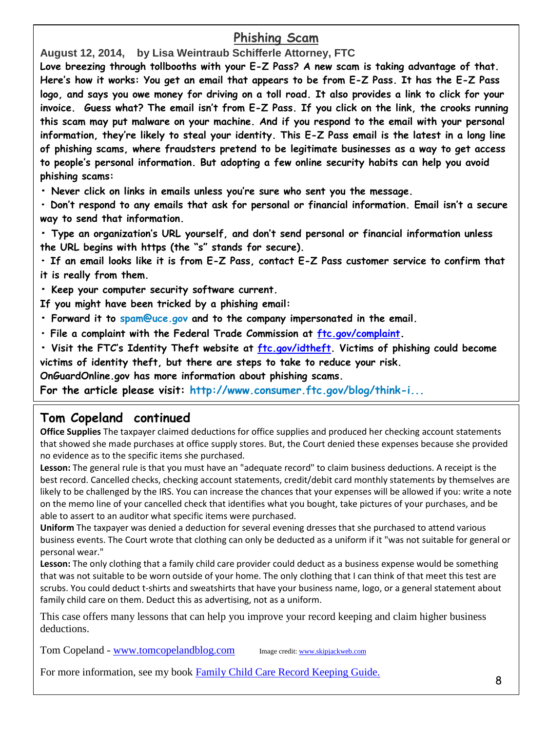## Phishing Scam

**August 12, 2014, by Lisa Weintraub Schifferle Attorney, FTC**

**Love breezing through tollbooths with your E-Z Pass? A new scam is taking advantage of that. Here's how it works: You get an email that appears to be from E-Z Pass. It has the E-Z Pass logo, and says you owe money for driving on a toll road. It also provides a link to click for your invoice. Guess what? The email isn't from E-Z Pass. If you click on the link, the crooks running this scam may put malware on your machine. And if you respond to the email with your personal information, they're likely to steal your identity. This E-Z Pass email is the latest in a long line of phishing scams, where fraudsters pretend to be legitimate businesses as a way to get access to people's personal information. But adopting a few online security habits can help you avoid phishing scams:**

- **Never click on links in emails unless you're sure who sent you the message.**
- **Don't respond to any emails that ask for personal or financial information. Email isn't a secure way to send that information.**
- **Type an organization's URL yourself, and don't send personal or financial information unless the URL begins with https (the "s" stands for secure).**
- **If an email looks like it is from E-Z Pass, contact E-Z Pass customer service to confirm that it is really from them.**
- **Keep your computer security software current.**

**If you might have been tricked by a phishing email:**

- **Forward it to spam@uce.gov and to the company impersonated in the email.**
- **File a complaint with the Federal Trade Commission at [ftc.gov/complaint](ftc.gov/complaint).**
- **Visit the FTC's Identity Theft website at [ftc.gov/idtheft](ftc.gov/idtheft). Victims of phishing could become victims of identity theft, but there are steps to take to reduce your risk.**

**OnGuardOnline.gov has more information about phishing scams.**

**For the article please visit: http://www.consumer.ftc.gov/blog/think-i...**

## Tom Copeland continued

**Office Supplies** The taxpayer claimed deductions for office supplies and produced her checking account statements that showed she made purchases at office supply stores. But, the Court denied these expenses because she provided no evidence as to the specific items she purchased.

**Lesson:** The general rule is that you must have an "adequate record" to claim business deductions. A receipt is the best record. Cancelled checks, checking account statements, credit/debit card monthly statements by themselves are likely to be challenged by the IRS. You can increase the chances that your expenses will be allowed if you: write a note on the memo line of your cancelled check that identifies what you bought, take pictures of your purchases, and be able to assert to an auditor what specific items were purchased.

**Uniform** The taxpayer was denied a deduction for several evening dresses that she purchased to attend various business events. The Court wrote that clothing can only be deducted as a uniform if it "was not suitable for general or personal wear."

**Lesson:** The only clothing that a family child care provider could deduct as a business expense would be something that was not suitable to be worn outside of your home. The only clothing that I can think of that meet this test are scrubs. You could deduct t-shirts and sweatshirts that have your business name, logo, or a general statement about family child care on them. Deduct this as advertising, not as a uniform.

This case offers many lessons that can help you improve your record keeping and claim higher business deductions.

Tom Copeland - [www.tomcopelandblog.com](www.tomcopelandblog.com) Image credit: [www.skipjackweb.com](www.skipjackweb.com)

For more information, see my book [Family Child Care Record Keeping Guide.]()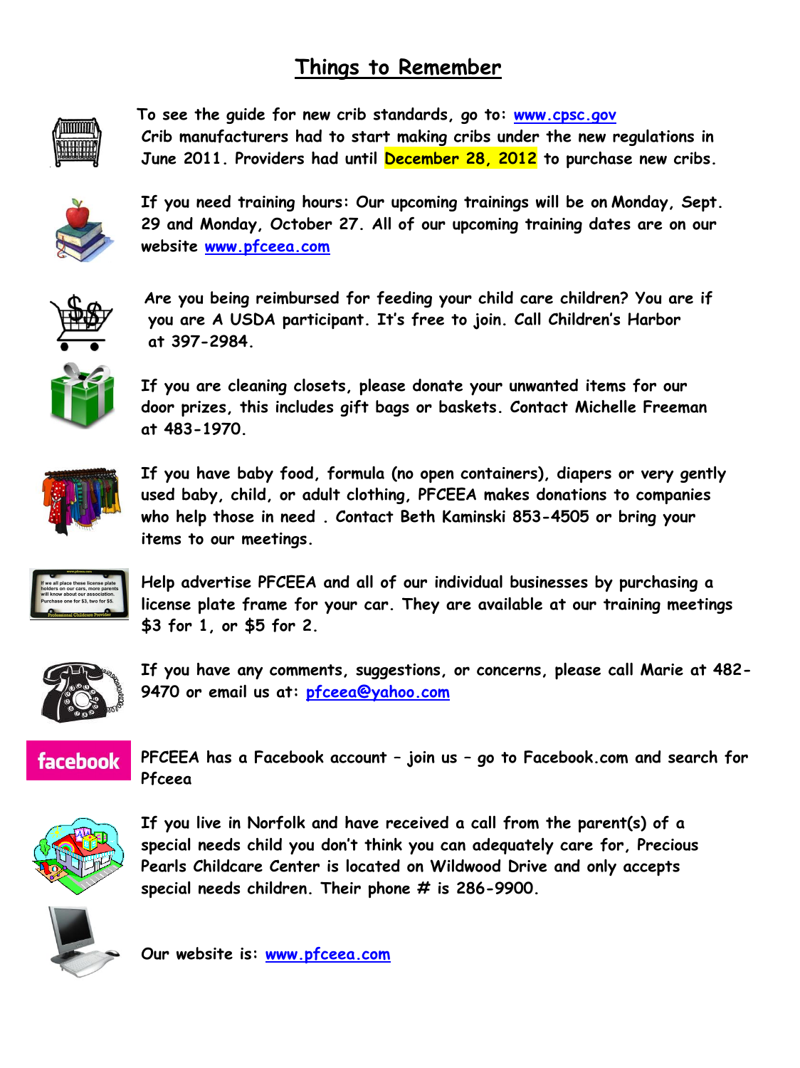# Things to Remember

To see the guide for new crib standards, go to: www.cpsc.gov
Crib manufacturers had to start making cribs under the new regulations in June 2011. Providers had until December 28, 2012 to purchase new cribs.

If you need training hours: Our upcoming trainings will be on Monday, Sept. 29 and Monday, October 27. All of our upcoming training dates are on our website www.pfceea.com

Are you being reimbursed for feeding your child care children? You are if you are A USDA participant. It's free to join. Call Children's Harbor at 397-2984.

If you are cleaning closets, please donate your unwanted items for our door prizes, this includes gift bags or baskets. Contact Michelle Freeman at 483-1970.

If you have baby food, formula (no open containers), diapers or very gently used baby, child, or adult clothing, PFCEEA makes donations to companies who help those in need . Contact Beth Kaminski 853-4505 or bring your items to our meetings.

Help advertise PFCEEA and all of our individual businesses by purchasing a license plate frame for your car. They are available at our training meetings $3 for 1, or $5 for 2.

If you have any comments, suggestions, or concerns, please call Marie at 482-9470 or email us at: pfceea@yahoo.com

PFCEEA has a Facebook account – join us – go to Facebook.com and search for Pfceea

If you live in Norfolk and have received a call from the parent(s) of a special needs child you don't think you can adequately care for, Precious Pearls Childcare Center is located on Wildwood Drive and only accepts special needs children. Their phone # is 286-9900.

Our website is: www.pfceea.com